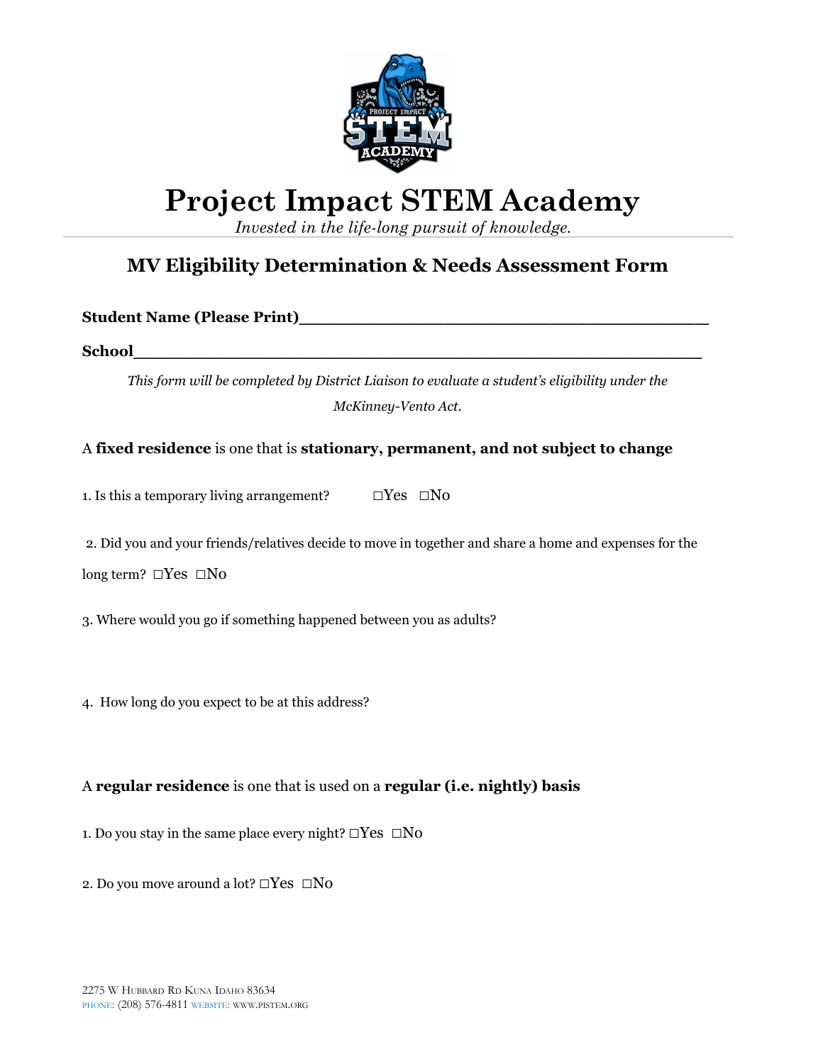# Project Impact STEM Academy

*Invested in the life-long pursuit of knowledge.*

## MV Eligibility Determination & Needs Assessment Form

**Student Name (Please Print)**_______________________________________

**School**_______________________________________________________

*This form will be completed by District Liaison to evaluate a student's eligibility under the McKinney-Vento Act.*

A **fixed residence** is one that is **stationary, permanent, and not subject to change**

1. Is this a temporary living arrangement? ☐Yes ☐No

2. Did you and your friends/relatives decide to move in together and share a home and expenses for the long term? ☐Yes ☐No

3. Where would you go if something happened between you as adults?

4. How long do you expect to be at this address?

A **regular residence** is one that is used on a **regular (i.e. nightly) basis**

1. Do you stay in the same place every night? ☐Yes ☐No

2. Do you move around a lot? ☐Yes ☐No

2275 W Hubbard Rd Kuna Idaho 83634
PHONE: (208) 576-4811 WEBSITE: WWW.PISTEM.ORG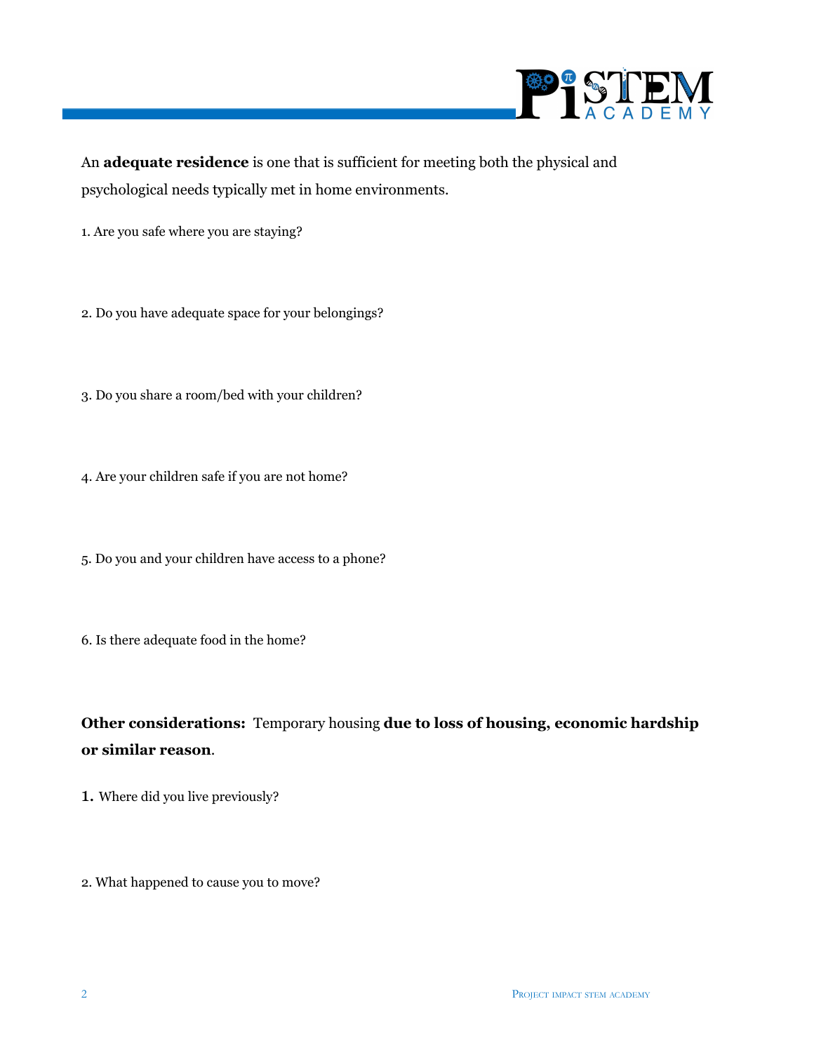An **adequate residence** is one that is sufficient for meeting both the physical and psychological needs typically met in home environments.

1. Are you safe where you are staying?

2. Do you have adequate space for your belongings?

3. Do you share a room/bed with your children?

4. Are your children safe if you are not home?

5. Do you and your children have access to a phone?

6. Is there adequate food in the home?

**Other considerations:** Temporary housing **due to loss of housing, economic hardship or similar reason**.

1. Where did you live previously?

2. What happened to cause you to move?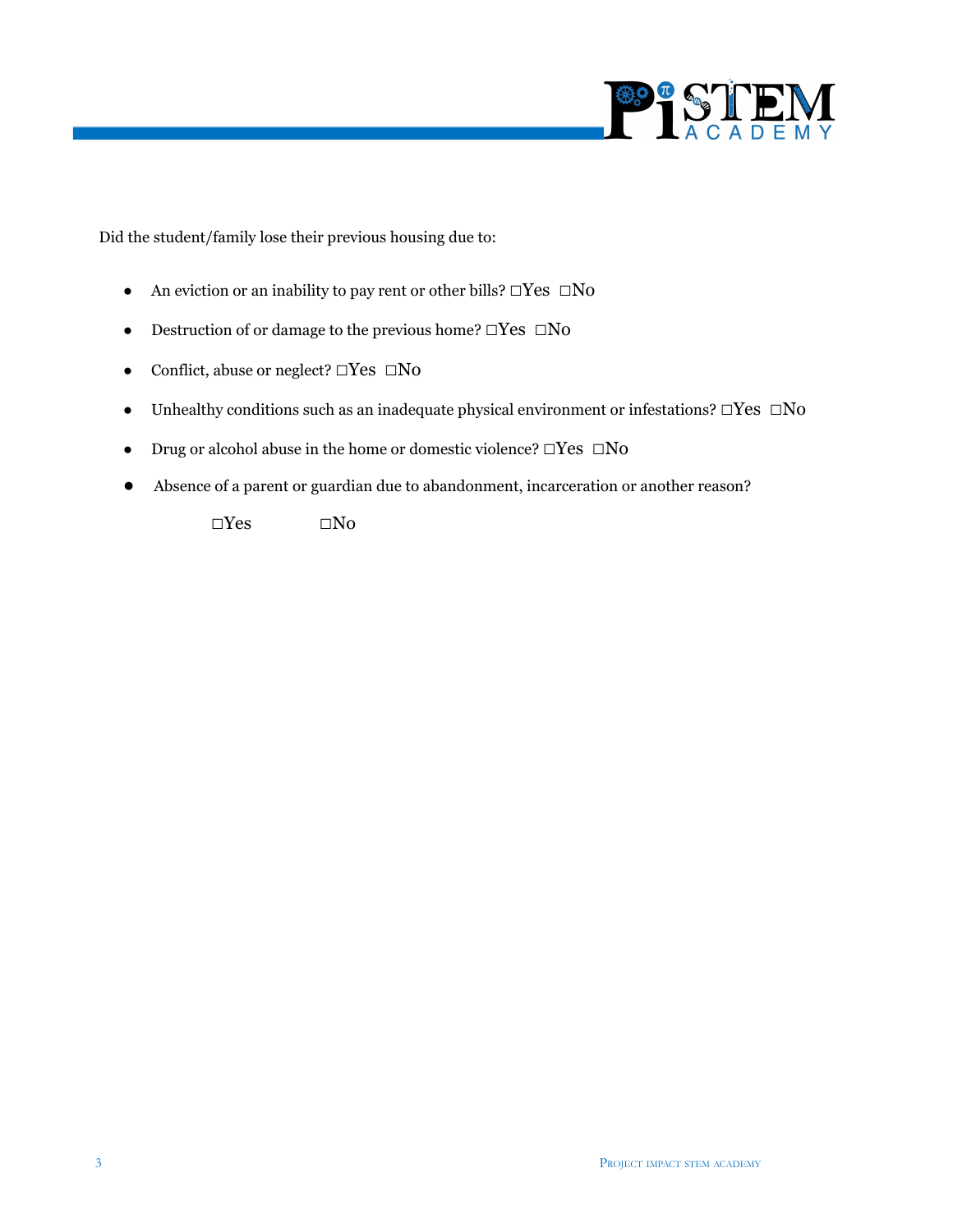Did the student/family lose their previous housing due to:

- An eviction or an inability to pay rent or other bills? □Yes □No
- Destruction of or damage to the previous home? □Yes □No
- Conflict, abuse or neglect? □Yes □No
- Unhealthy conditions such as an inadequate physical environment or infestations? □Yes □No
- Drug or alcohol abuse in the home or domestic violence? □Yes □No
- Absence of a parent or guardian due to abandonment, incarceration or another reason?

  □Yes □No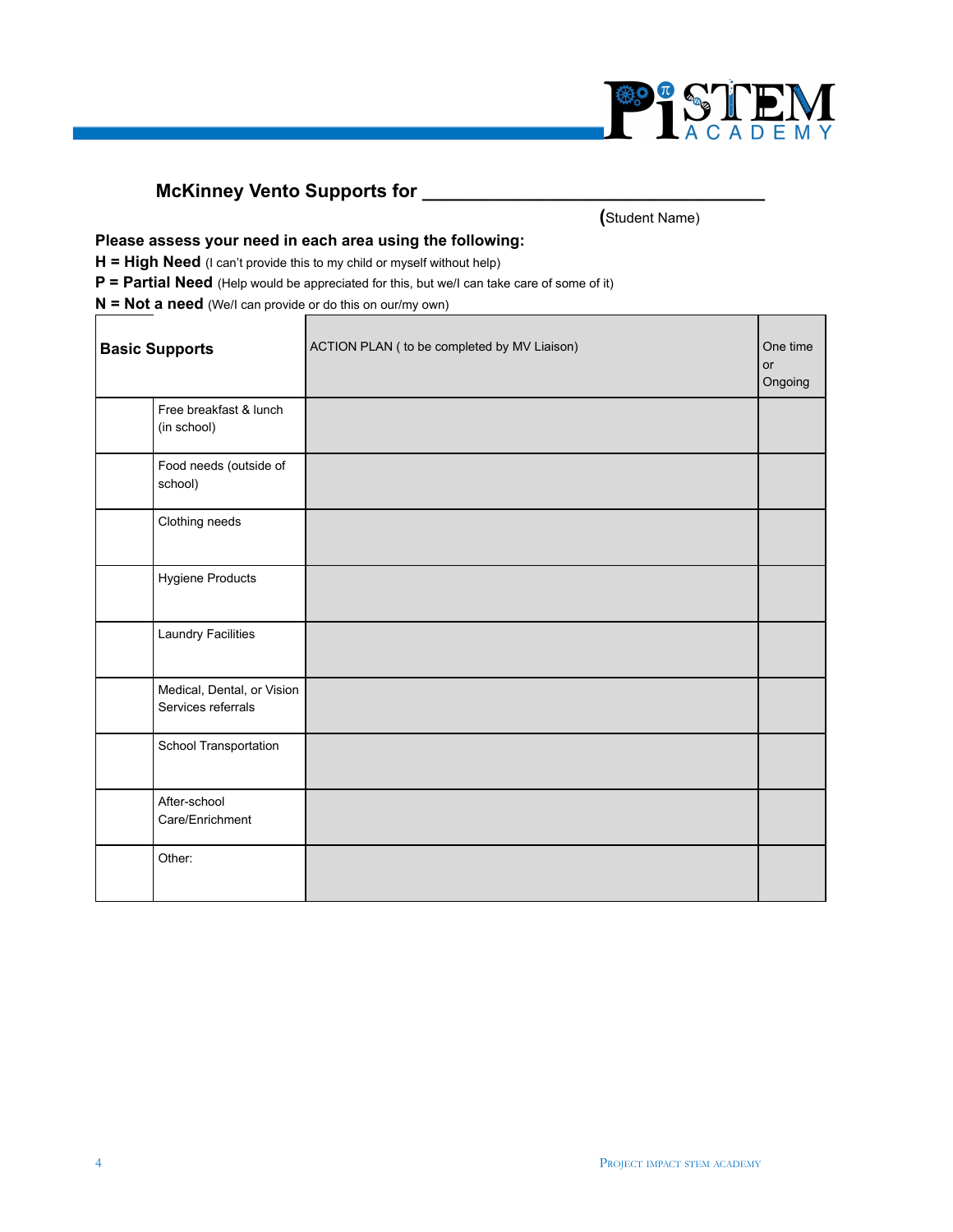## McKinney Vento Supports for ___________________________________

(Student Name)

**Please assess your need in each area using the following:**

**H = High Need** (I can't provide this to my child or myself without help)

**P = Partial Need** (Help would be appreciated for this, but we/I can take care of some of it)

**N = Not a need** (We/I can provide or do this on our/my own)

| **Basic Supports** | | ACTION PLAN ( to be completed by MV Liaison) | One time or Ongoing |
|---|---|---|---|
| | Free breakfast & lunch (in school) | | |
| | Food needs (outside of school) | | |
| | Clothing needs | | |
| | Hygiene Products | | |
| | Laundry Facilities | | |
| | Medical, Dental, or Vision Services referrals | | |
| | School Transportation | | |
| | After-school Care/Enrichment | | |
| | Other: | | |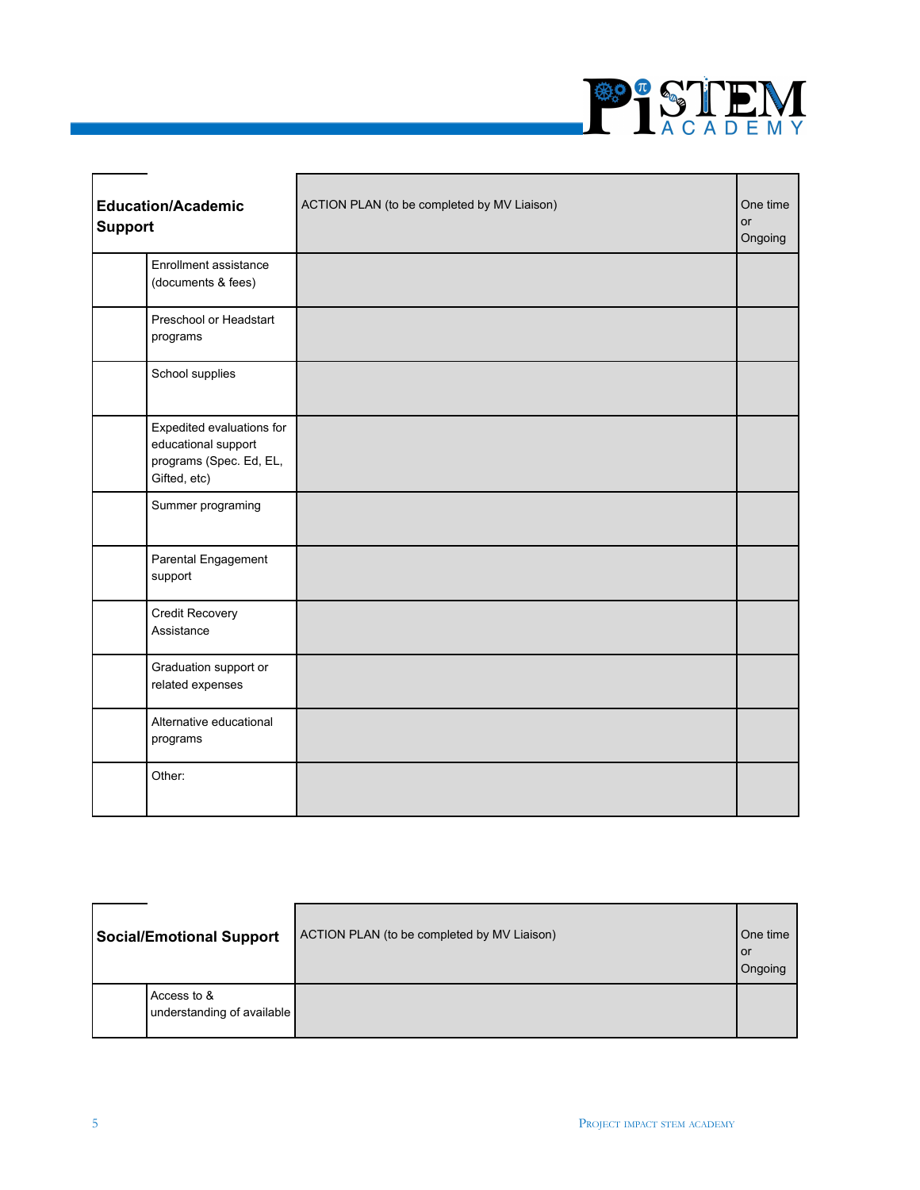| Education/Academic Support | | ACTION PLAN (to be completed by MV Liaison) | One time or Ongoing |
|---|---|---|---|
| | Enrollment assistance (documents & fees) | | |
| | Preschool or Headstart programs | | |
| | School supplies | | |
| | Expedited evaluations for educational support programs (Spec. Ed, EL, Gifted, etc) | | |
| | Summer programing | | |
| | Parental Engagement support | | |
| | Credit Recovery Assistance | | |
| | Graduation support or related expenses | | |
| | Alternative educational programs | | |
| | Other: | | |

| Social/Emotional Support | | ACTION PLAN (to be completed by MV Liaison) | One time or Ongoing |
|---|---|---|---|
| | Access to & understanding of available | | |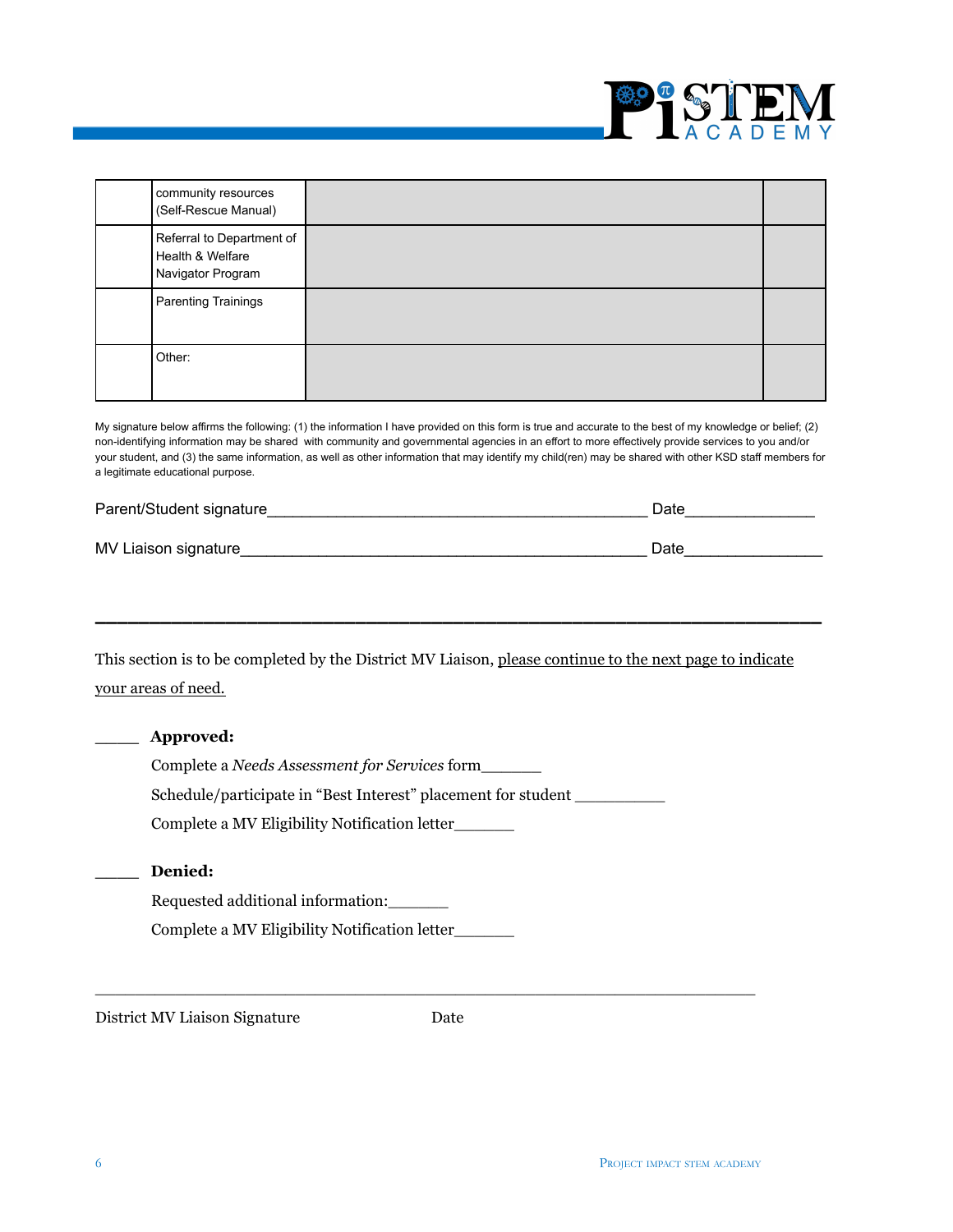| | | | |
|---|---|---|---|
| | community resources (Self-Rescue Manual) | | |
| | Referral to Department of Health & Welfare Navigator Program | | |
| | Parenting Trainings | | |
| | Other: | | |

My signature below affirms the following: (1) the information I have provided on this form is true and accurate to the best of my knowledge or belief; (2) non-identifying information may be shared with community and governmental agencies in an effort to more effectively provide services to you and/or your student, and (3) the same information, as well as other information that may identify my child(ren) may be shared with other KSD staff members for a legitimate educational purpose.

Parent/Student signature_____________________________________________ Date_______________

MV Liaison signature_______________________________________________ Date________________

---

This section is to be completed by the District MV Liaison, please continue to the next page to indicate your areas of need.

_____ **Approved:**

Complete a *Needs Assessment for Services* form_______

Schedule/participate in "Best Interest" placement for student __________

Complete a MV Eligibility Notification letter_______

_____ **Denied:**

Requested additional information:_______

Complete a MV Eligibility Notification letter_______

______________________________________________________________________

District MV Liaison Signature                    Date